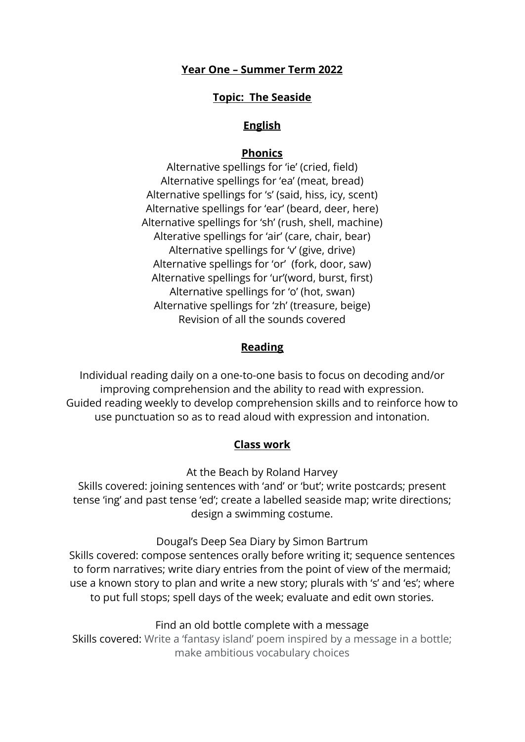# Year One – Summer Term 2022

## Topic: The Seaside

## English

### Phonics

Alternative spellings for 'ie' (cried, field)
Alternative spellings for 'ea' (meat, bread)
Alternative spellings for 's' (said, hiss, icy, scent)
Alternative spellings for 'ear' (beard, deer, here)
Alternative spellings for 'sh' (rush, shell, machine)
Alterative spellings for 'air' (care, chair, bear)
Alternative spellings for 'v' (give, drive)
Alternative spellings for 'or' (fork, door, saw)
Alternative spellings for 'ur'(word, burst, first)
Alternative spellings for 'o' (hot, swan)
Alternative spellings for 'zh' (treasure, beige)
Revision of all the sounds covered

### Reading

Individual reading daily on a one-to-one basis to focus on decoding and/or improving comprehension and the ability to read with expression.
Guided reading weekly to develop comprehension skills and to reinforce how to use punctuation so as to read aloud with expression and intonation.

### Class work

At the Beach by Roland Harvey
Skills covered: joining sentences with 'and' or 'but'; write postcards; present tense 'ing' and past tense 'ed'; create a labelled seaside map; write directions; design a swimming costume.

Dougal's Deep Sea Diary by Simon Bartrum
Skills covered: compose sentences orally before writing it; sequence sentences to form narratives; write diary entries from the point of view of the mermaid; use a known story to plan and write a new story; plurals with 's' and 'es'; where to put full stops; spell days of the week; evaluate and edit own stories.

Find an old bottle complete with a message
Skills covered: Write a 'fantasy island' poem inspired by a message in a bottle; make ambitious vocabulary choices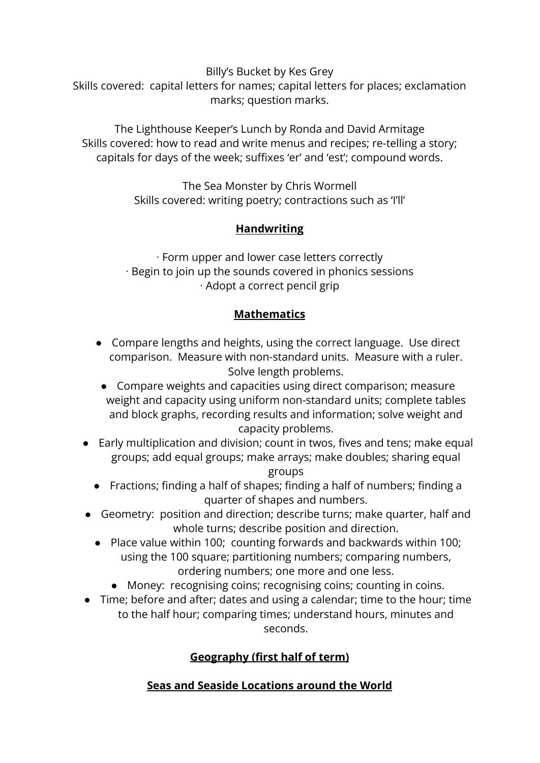Billy’s Bucket by Kes Grey
Skills covered: capital letters for names; capital letters for places; exclamation marks; question marks.

The Lighthouse Keeper’s Lunch by Ronda and David Armitage
Skills covered: how to read and write menus and recipes; re-telling a story; capitals for days of the week; suffixes ‘er’ and ‘est’; compound words.

The Sea Monster by Chris Wormell
Skills covered: writing poetry; contractions such as ‘I’ll’

## Handwriting

· Form upper and lower case letters correctly
· Begin to join up the sounds covered in phonics sessions
· Adopt a correct pencil grip

## Mathematics

- Compare lengths and heights, using the correct language. Use direct comparison. Measure with non-standard units. Measure with a ruler. Solve length problems.
- Compare weights and capacities using direct comparison; measure weight and capacity using uniform non-standard units; complete tables and block graphs, recording results and information; solve weight and capacity problems.
- Early multiplication and division; count in twos, fives and tens; make equal groups; add equal groups; make arrays; make doubles; sharing equal groups
- Fractions; finding a half of shapes; finding a half of numbers; finding a quarter of shapes and numbers.
- Geometry: position and direction; describe turns; make quarter, half and whole turns; describe position and direction.
- Place value within 100; counting forwards and backwards within 100; using the 100 square; partitioning numbers; comparing numbers, ordering numbers; one more and one less.
- Money: recognising coins; recognising coins; counting in coins.
- Time; before and after; dates and using a calendar; time to the hour; time to the half hour; comparing times; understand hours, minutes and seconds.

## Geography (first half of term)

## Seas and Seaside Locations around the World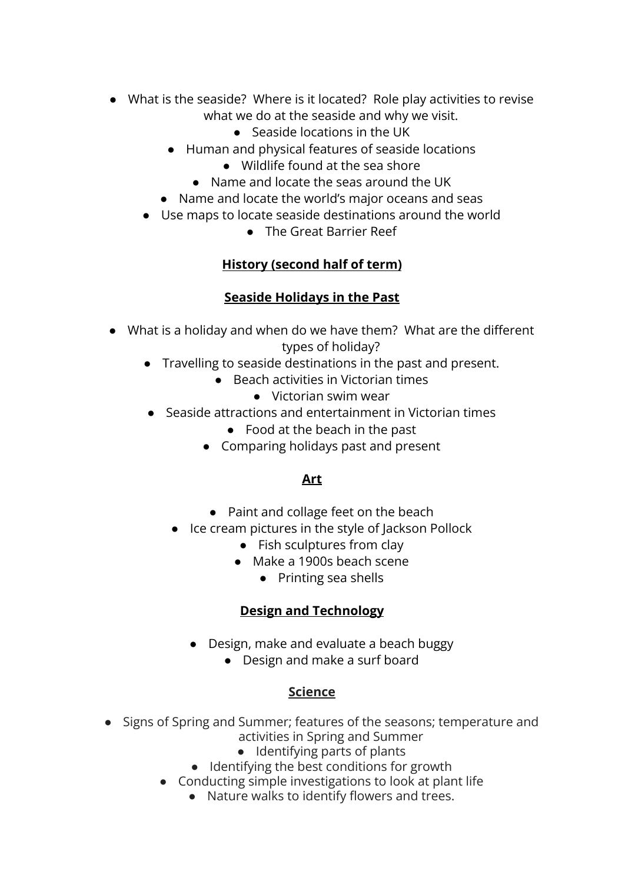- What is the seaside? Where is it located? Role play activities to revise what we do at the seaside and why we visit.
- Seaside locations in the UK
- Human and physical features of seaside locations
- Wildlife found at the sea shore
- Name and locate the seas around the UK
- Name and locate the world's major oceans and seas
- Use maps to locate seaside destinations around the world
- The Great Barrier Reef

## History (second half of term)

## Seaside Holidays in the Past

- What is a holiday and when do we have them? What are the different types of holiday?
- Travelling to seaside destinations in the past and present.
- Beach activities in Victorian times
- Victorian swim wear
- Seaside attractions and entertainment in Victorian times
- Food at the beach in the past
- Comparing holidays past and present

## Art

- Paint and collage feet on the beach
- Ice cream pictures in the style of Jackson Pollock
- Fish sculptures from clay
- Make a 1900s beach scene
- Printing sea shells

## Design and Technology

- Design, make and evaluate a beach buggy
- Design and make a surf board

## Science

- Signs of Spring and Summer; features of the seasons; temperature and activities in Spring and Summer
- Identifying parts of plants
- Identifying the best conditions for growth
- Conducting simple investigations to look at plant life
- Nature walks to identify flowers and trees.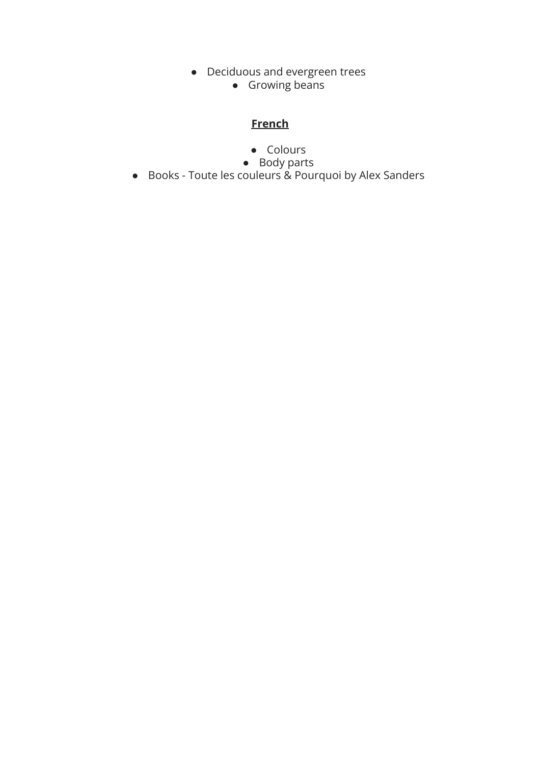- Deciduous and evergreen trees
- Growing beans

**French**

- Colours
- Body parts
- Books - Toute les couleurs & Pourquoi by Alex Sanders